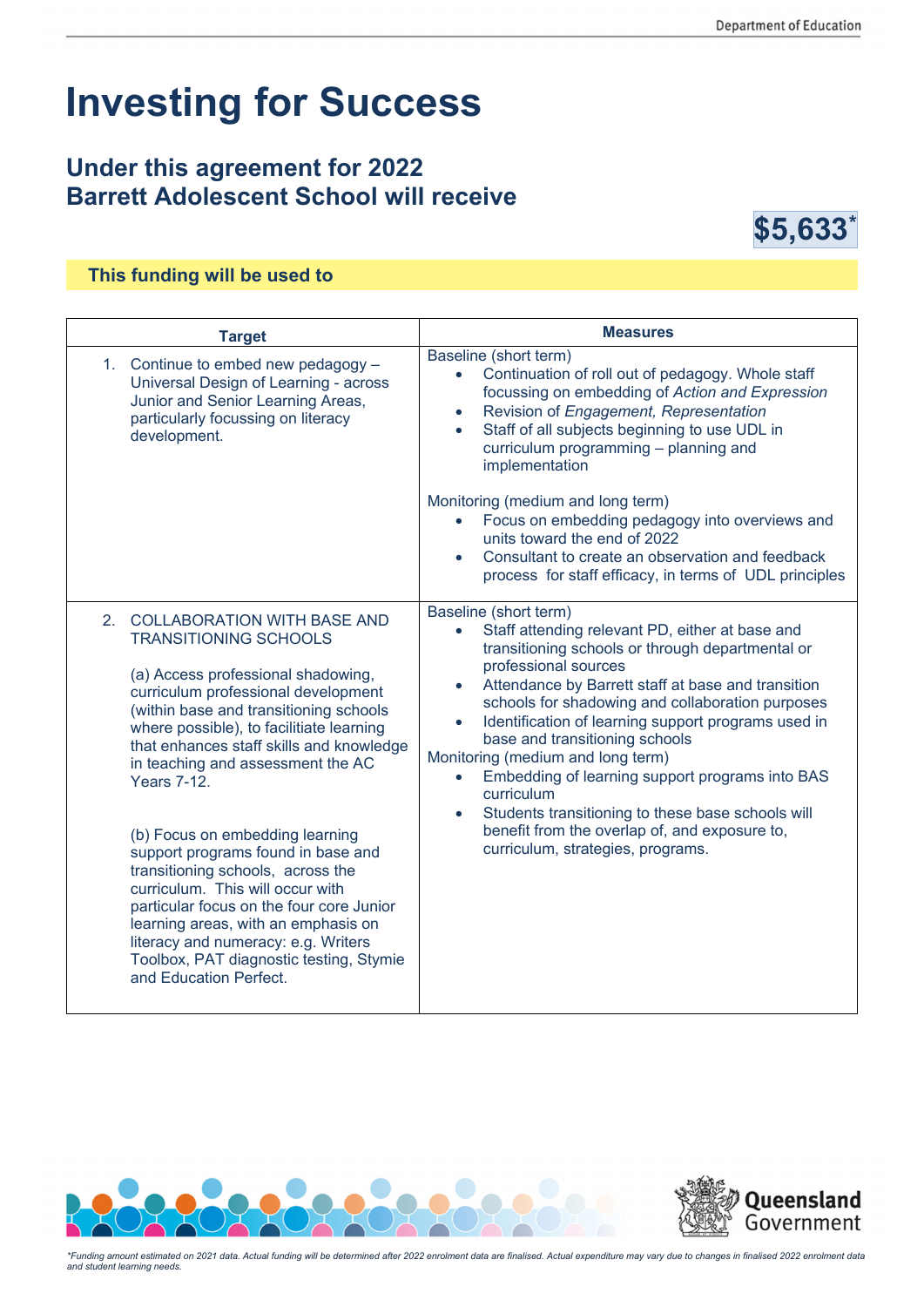# Investing for Success

## Under this agreement for 2022 Barrett Adolescent School will receive

**$5,633***

### This funding will be used to

| Target | Measures |
|---|---|
| 1. Continue to embed new pedagogy – Universal Design of Learning - across Junior and Senior Learning Areas, particularly focussing on literacy development. | Baseline (short term)<br>• Continuation of roll out of pedagogy. Whole staff focussing on embedding of *Action and Expression*<br>• Revision of *Engagement, Representation*<br>• Staff of all subjects beginning to use UDL in curriculum programming – planning and implementation<br><br>Monitoring (medium and long term)<br>• Focus on embedding pedagogy into overviews and units toward the end of 2022<br>• Consultant to create an observation and feedback process for staff efficacy, in terms of UDL principles |
| 2. COLLABORATION WITH BASE AND TRANSITIONING SCHOOLS<br><br>(a) Access professional shadowing, curriculum professional development (within base and transitioning schools where possible), to facilitate learning that enhances staff skills and knowledge in teaching and assessment the AC Years 7-12.<br><br>(b) Focus on embedding learning support programs found in base and transitioning schools, across the curriculum. This will occur with particular focus on the four core Junior learning areas, with an emphasis on literacy and numeracy: e.g. Writers Toolbox, PAT diagnostic testing, Stymie and Education Perfect. | Baseline (short term)<br>• Staff attending relevant PD, either at base and transitioning schools or through departmental or professional sources<br>• Attendance by Barrett staff at base and transition schools for shadowing and collaboration purposes<br>• Identification of learning support programs used in base and transitioning schools<br>Monitoring (medium and long term)<br>• Embedding of learning support programs into BAS curriculum<br>• Students transitioning to these base schools will benefit from the overlap of, and exposure to, curriculum, strategies, programs. |

*Funding amount estimated on 2021 data. Actual funding will be determined after 2022 enrolment data are finalised. Actual expenditure may vary due to changes in finalised 2022 enrolment data and student learning needs.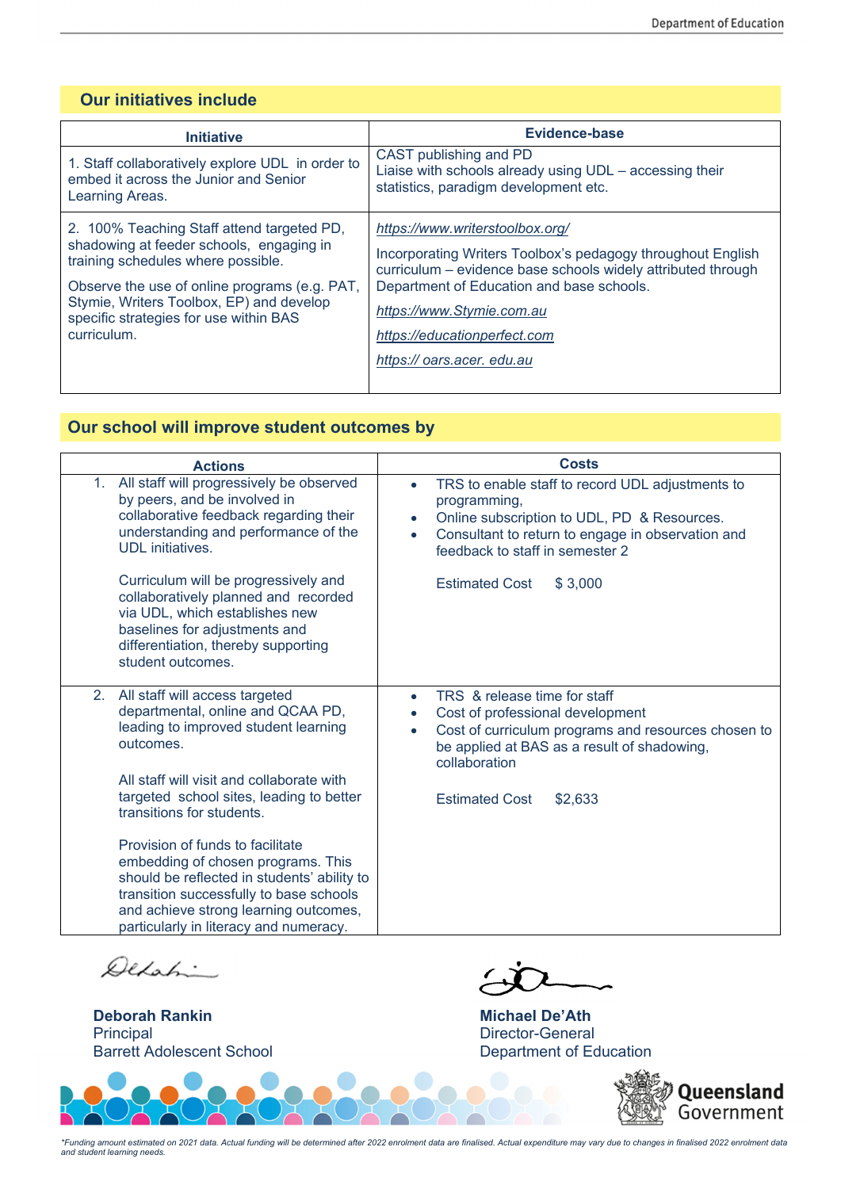## Our initiatives include

| Initiative | Evidence-base |
| --- | --- |
| 1. Staff collaboratively explore UDL in order to embed it across the Junior and Senior Learning Areas. | CAST publishing and PD<br>Liaise with schools already using UDL – accessing their statistics, paradigm development etc. |
| 2. 100% Teaching Staff attend targeted PD, shadowing at feeder schools, engaging in training schedules where possible.<br><br>Observe the use of online programs (e.g. PAT, Stymie, Writers Toolbox, EP) and develop specific strategies for use within BAS curriculum. | *https://www.writerstoolbox.org/*<br><br>Incorporating Writers Toolbox's pedagogy throughout English curriculum – evidence base schools widely attributed through Department of Education and base schools.<br><br>*https://www.Stymie.com.au*<br><br>*https://educationperfect.com*<br><br>*https:// oars.acer. edu.au* |

## Our school will improve student outcomes by

| Actions | Costs |
| --- | --- |
| 1. All staff will progressively be observed by peers, and be involved in collaborative feedback regarding their understanding and performance of the UDL initiatives.<br><br>Curriculum will be progressively and collaboratively planned and recorded via UDL, which establishes new baselines for adjustments and differentiation, thereby supporting student outcomes. | • TRS to enable staff to record UDL adjustments to programming,<br>• Online subscription to UDL, PD & Resources.<br>• Consultant to return to engage in observation and feedback to staff in semester 2<br><br>Estimated Cost $ 3,000 |
| 2. All staff will access targeted departmental, online and QCAA PD, leading to improved student learning outcomes.<br><br>All staff will visit and collaborate with targeted school sites, leading to better transitions for students.<br><br>Provision of funds to facilitate embedding of chosen programs. This should be reflected in students' ability to transition successfully to base schools and achieve strong learning outcomes, particularly in literacy and numeracy. | • TRS & release time for staff<br>• Cost of professional development<br>• Cost of curriculum programs and resources chosen to be applied at BAS as a result of shadowing, collaboration<br><br>Estimated Cost $2,633 |

**Deborah Rankin**
Principal
Barrett Adolescent School

**Michael De'Ath**
Director-General
Department of Education

*\*Funding amount estimated on 2021 data. Actual funding will be determined after 2022 enrolment data are finalised. Actual expenditure may vary due to changes in finalised 2022 enrolment data and student learning needs.*